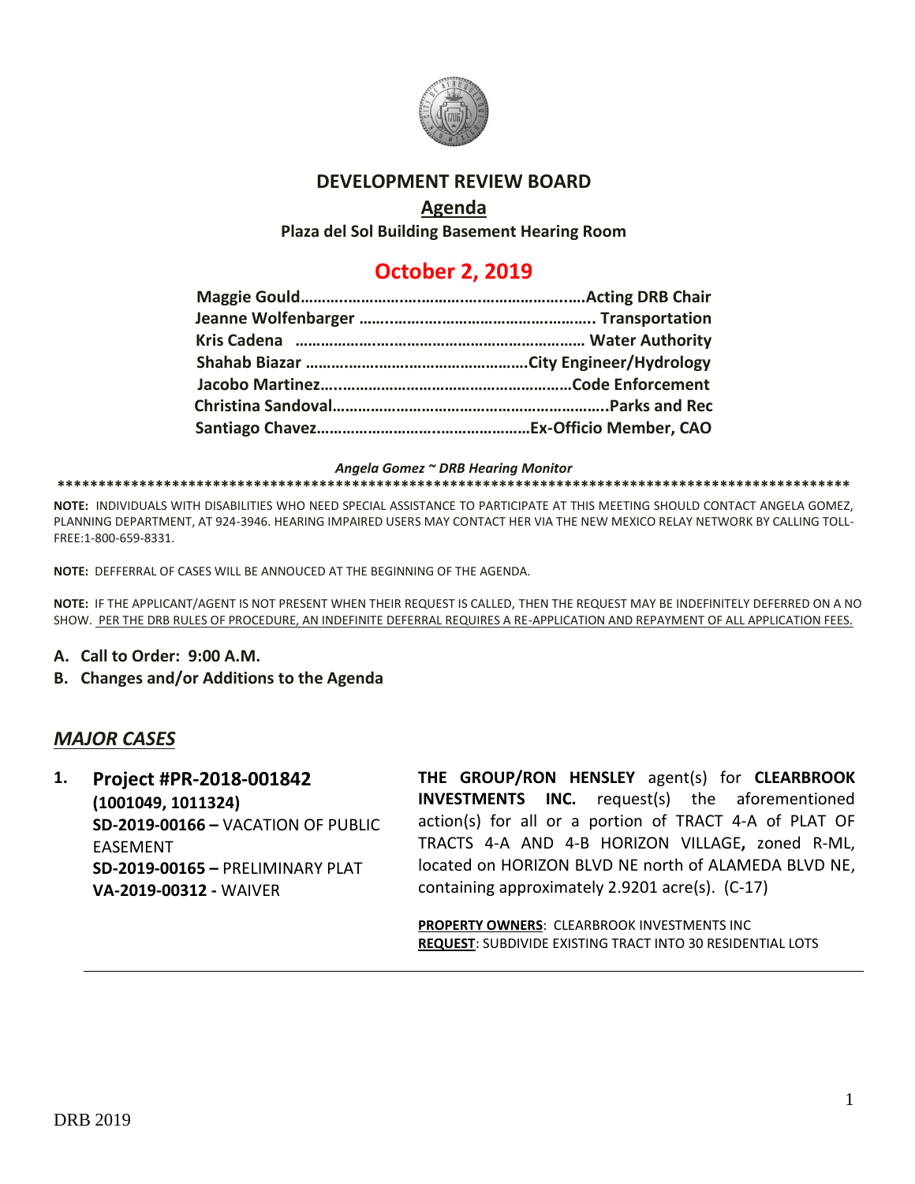# DEVELOPMENT REVIEW BOARD

## Agenda

**Plaza del Sol Building Basement Hearing Room**

## October 2, 2019

**Maggie Gould……………………………………………………….Acting DRB Chair**
**Jeanne Wolfenbarger ………………………………………….. Transportation**
**Kris Cadena ……………………………………………………… Water Authority**
**Shahab Biazar ………………………………………………City Engineer/Hydrology**
**Jacobo Martinez…………………………………………………Code Enforcement**
**Christina Sandoval………………………………………………………..Parks and Rec**
**Santiago Chavez……………………………………………Ex-Officio Member, CAO**

*Angela Gomez ~ DRB Hearing Monitor*

****************************************************************************************************

**NOTE:** INDIVIDUALS WITH DISABILITIES WHO NEED SPECIAL ASSISTANCE TO PARTICIPATE AT THIS MEETING SHOULD CONTACT ANGELA GOMEZ, PLANNING DEPARTMENT, AT 924-3946. HEARING IMPAIRED USERS MAY CONTACT HER VIA THE NEW MEXICO RELAY NETWORK BY CALLING TOLL-FREE:1-800-659-8331.

**NOTE:** DEFFERRAL OF CASES WILL BE ANNOUCED AT THE BEGINNING OF THE AGENDA.

**NOTE:** IF THE APPLICANT/AGENT IS NOT PRESENT WHEN THEIR REQUEST IS CALLED, THEN THE REQUEST MAY BE INDEFINITELY DEFERRED ON A NO SHOW. PER THE DRB RULES OF PROCEDURE, AN INDEFINITE DEFERRAL REQUIRES A RE-APPLICATION AND REPAYMENT OF ALL APPLICATION FEES.

**A. Call to Order: 9:00 A.M.**

**B. Changes and/or Additions to the Agenda**

## *MAJOR CASES*

**1. Project #PR-2018-001842**
**(1001049, 1011324)**
**SD-2019-00166 –** VACATION OF PUBLIC EASEMENT
**SD-2019-00165 –** PRELIMINARY PLAT
**VA-2019-00312 -** WAIVER

**THE GROUP/RON HENSLEY** agent(s) for **CLEARBROOK INVESTMENTS INC.** request(s) the aforementioned action(s) for all or a portion of TRACT 4-A of PLAT OF TRACTS 4-A AND 4-B HORIZON VILLAGE**,** zoned R-ML, located on HORIZON BLVD NE north of ALAMEDA BLVD NE, containing approximately 2.9201 acre(s). (C-17)

**PROPERTY OWNERS**: CLEARBROOK INVESTMENTS INC
**REQUEST**: SUBDIVIDE EXISTING TRACT INTO 30 RESIDENTIAL LOTS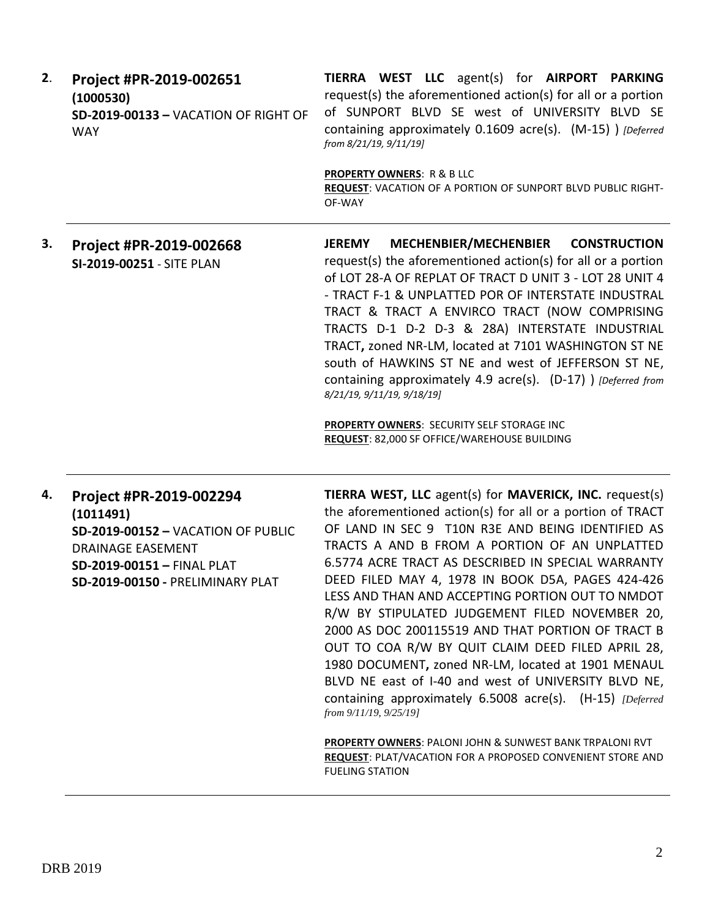**2.** **Project #PR-2019-002651**
**(1000530)**
**SD-2019-00133 –** VACATION OF RIGHT OF WAY

**TIERRA WEST LLC** agent(s) for **AIRPORT PARKING** request(s) the aforementioned action(s) for all or a portion of SUNPORT BLVD SE west of UNIVERSITY BLVD SE containing approximately 0.1609 acre(s). (M-15) ) *[Deferred from 8/21/19, 9/11/19]*

**PROPERTY OWNERS**: R & B LLC
**REQUEST**: VACATION OF A PORTION OF SUNPORT BLVD PUBLIC RIGHT-OF-WAY

---

**3.** **Project #PR-2019-002668**
**SI-2019-00251** - SITE PLAN

**JEREMY MECHENBIER/MECHENBIER CONSTRUCTION** request(s) the aforementioned action(s) for all or a portion of LOT 28-A OF REPLAT OF TRACT D UNIT 3 - LOT 28 UNIT 4 - TRACT F-1 & UNPLATTED POR OF INTERSTATE INDUSTRAL TRACT & TRACT A ENVIRCO TRACT (NOW COMPRISING TRACTS D-1 D-2 D-3 & 28A) INTERSTATE INDUSTRIAL TRACT**,** zoned NR-LM, located at 7101 WASHINGTON ST NE south of HAWKINS ST NE and west of JEFFERSON ST NE, containing approximately 4.9 acre(s). (D-17) ) *[Deferred from 8/21/19, 9/11/19, 9/18/19]*

**PROPERTY OWNERS**: SECURITY SELF STORAGE INC
**REQUEST**: 82,000 SF OFFICE/WAREHOUSE BUILDING

---

**4.** **Project #PR-2019-002294**
**(1011491)**
**SD-2019-00152 –** VACATION OF PUBLIC DRAINAGE EASEMENT
**SD-2019-00151 –** FINAL PLAT
**SD-2019-00150 -** PRELIMINARY PLAT

**TIERRA WEST, LLC** agent(s) for **MAVERICK, INC.** request(s) the aforementioned action(s) for all or a portion of TRACT OF LAND IN SEC 9 T10N R3E AND BEING IDENTIFIED AS TRACTS A AND B FROM A PORTION OF AN UNPLATTED 6.5774 ACRE TRACT AS DESCRIBED IN SPECIAL WARRANTY DEED FILED MAY 4, 1978 IN BOOK D5A, PAGES 424-426 LESS AND THAN AND ACCEPTING PORTION OUT TO NMDOT R/W BY STIPULATED JUDGEMENT FILED NOVEMBER 20, 2000 AS DOC 200115519 AND THAT PORTION OF TRACT B OUT TO COA R/W BY QUIT CLAIM DEED FILED APRIL 28, 1980 DOCUMENT**,** zoned NR-LM, located at 1901 MENAUL BLVD NE east of I-40 and west of UNIVERSITY BLVD NE, containing approximately 6.5008 acre(s). (H-15) *[Deferred from 9/11/19, 9/25/19]*

**PROPERTY OWNERS**: PALONI JOHN & SUNWEST BANK TRPALONI RVT
**REQUEST**: PLAT/VACATION FOR A PROPOSED CONVENIENT STORE AND FUELING STATION

---

DRB 2019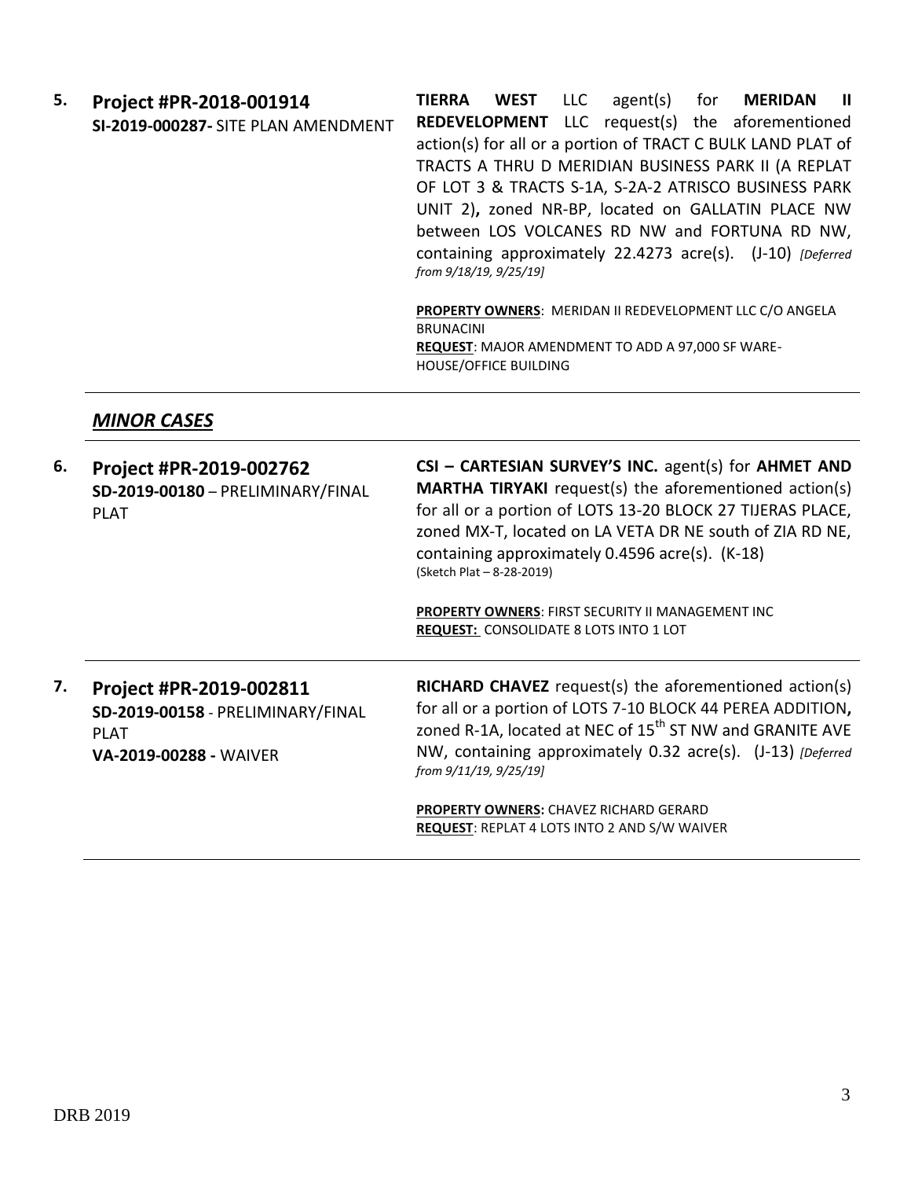**5.** **Project #PR-2018-001914**
**SI-2019-000287-** SITE PLAN AMENDMENT

**TIERRA WEST** LLC agent(s) for **MERIDAN II REDEVELOPMENT** LLC request(s) the aforementioned action(s) for all or a portion of TRACT C BULK LAND PLAT of TRACTS A THRU D MERIDIAN BUSINESS PARK II (A REPLAT OF LOT 3 & TRACTS S-1A, S-2A-2 ATRISCO BUSINESS PARK UNIT 2)**,** zoned NR-BP, located on GALLATIN PLACE NW between LOS VOLCANES RD NW and FORTUNA RD NW, containing approximately 22.4273 acre(s). (J-10) *[Deferred from 9/18/19, 9/25/19]*

**PROPERTY OWNERS**: MERIDAN II REDEVELOPMENT LLC C/O ANGELA BRUNACINI
**REQUEST**: MAJOR AMENDMENT TO ADD A 97,000 SF WARE-HOUSE/OFFICE BUILDING

---

## *MINOR CASES*

---

**6.** **Project #PR-2019-002762**
**SD-2019-00180** – PRELIMINARY/FINAL PLAT

**CSI – CARTESIAN SURVEY'S INC.** agent(s) for **AHMET AND MARTHA TIRYAKI** request(s) the aforementioned action(s) for all or a portion of LOTS 13-20 BLOCK 27 TIJERAS PLACE, zoned MX-T, located on LA VETA DR NE south of ZIA RD NE, containing approximately 0.4596 acre(s). (K-18)
(Sketch Plat – 8-28-2019)

**PROPERTY OWNERS**: FIRST SECURITY II MANAGEMENT INC
**REQUEST:** CONSOLIDATE 8 LOTS INTO 1 LOT

---

**7.** **Project #PR-2019-002811**
**SD-2019-00158** - PRELIMINARY/FINAL PLAT
**VA-2019-00288 -** WAIVER

**RICHARD CHAVEZ** request(s) the aforementioned action(s) for all or a portion of LOTS 7-10 BLOCK 44 PEREA ADDITION**,** zoned R-1A, located at NEC of 15th ST NW and GRANITE AVE NW, containing approximately 0.32 acre(s). (J-13) *[Deferred from 9/11/19, 9/25/19]*

**PROPERTY OWNERS:** CHAVEZ RICHARD GERARD
**REQUEST**: REPLAT 4 LOTS INTO 2 AND S/W WAIVER

---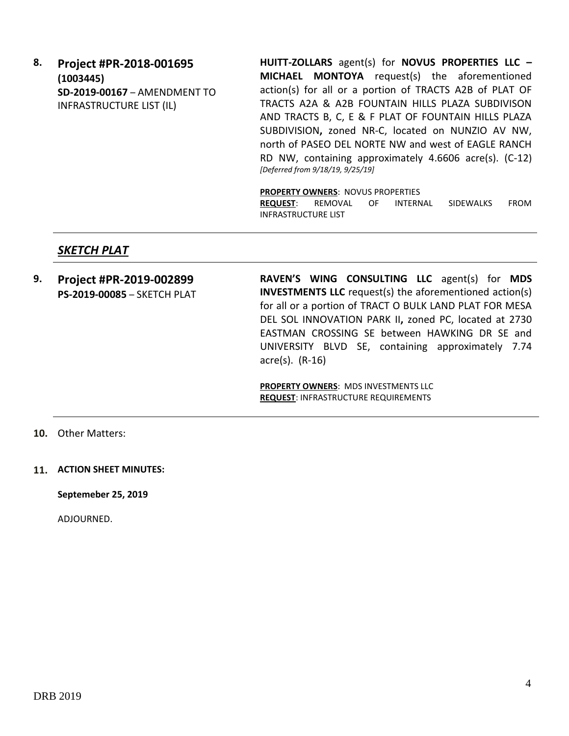**8.** **Project #PR-2018-001695**
**(1003445)**
**SD-2019-00167** – AMENDMENT TO INFRASTRUCTURE LIST (IL)

**HUITT-ZOLLARS** agent(s) for **NOVUS PROPERTIES LLC – MICHAEL MONTOYA** request(s) the aforementioned action(s) for all or a portion of TRACTS A2B of PLAT OF TRACTS A2A & A2B FOUNTAIN HILLS PLAZA SUBDIVISON AND TRACTS B, C, E & F PLAT OF FOUNTAIN HILLS PLAZA SUBDIVISION**,** zoned NR-C, located on NUNZIO AV NW, north of PASEO DEL NORTE NW and west of EAGLE RANCH RD NW, containing approximately 4.6606 acre(s). (C-12) *[Deferred from 9/18/19, 9/25/19]*

**PROPERTY OWNERS**: NOVUS PROPERTIES
**REQUEST**: REMOVAL OF INTERNAL SIDEWALKS FROM INFRASTRUCTURE LIST

---

## ***SKETCH PLAT***

---

**9.** **Project #PR-2019-002899**
**PS-2019-00085** – SKETCH PLAT

**RAVEN'S WING CONSULTING LLC** agent(s) for **MDS INVESTMENTS LLC** request(s) the aforementioned action(s) for all or a portion of TRACT O BULK LAND PLAT FOR MESA DEL SOL INNOVATION PARK II**,** zoned PC, located at 2730 EASTMAN CROSSING SE between HAWKING DR SE and UNIVERSITY BLVD SE, containing approximately 7.74 acre(s). (R-16)

**PROPERTY OWNERS**: MDS INVESTMENTS LLC
**REQUEST**: INFRASTRUCTURE REQUIREMENTS

---

**10.** Other Matters:

**11.** **ACTION SHEET MINUTES:**

**Septemeber 25, 2019**

ADJOURNED.